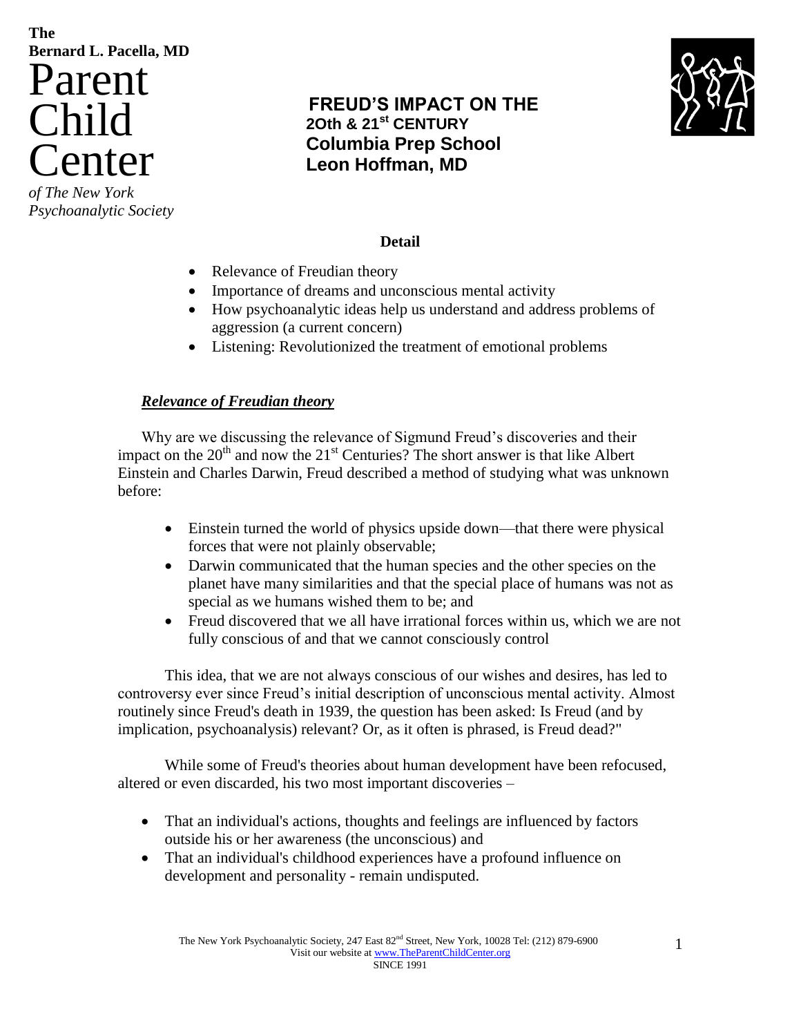The
Bernard L. Pacella, MD

# Parent Child Center

*of The New York Psychoanalytic Society*

## FREUD'S IMPACT ON THE 2Oth & 21st CENTURY
## Columbia Prep School
## Leon Hoffman, MD

**Detail**

- Relevance of Freudian theory
- Importance of dreams and unconscious mental activity
- How psychoanalytic ideas help us understand and address problems of aggression (a current concern)
- Listening: Revolutionized the treatment of emotional problems

### ***Relevance of Freudian theory***

Why are we discussing the relevance of Sigmund Freud's discoveries and their impact on the 20th and now the 21st Centuries? The short answer is that like Albert Einstein and Charles Darwin, Freud described a method of studying what was unknown before:

- Einstein turned the world of physics upside down—that there were physical forces that were not plainly observable;
- Darwin communicated that the human species and the other species on the planet have many similarities and that the special place of humans was not as special as we humans wished them to be; and
- Freud discovered that we all have irrational forces within us, which we are not fully conscious of and that we cannot consciously control

This idea, that we are not always conscious of our wishes and desires, has led to controversy ever since Freud's initial description of unconscious mental activity. Almost routinely since Freud's death in 1939, the question has been asked: Is Freud (and by implication, psychoanalysis) relevant? Or, as it often is phrased, is Freud dead?"

While some of Freud's theories about human development have been refocused, altered or even discarded, his two most important discoveries –

- That an individual's actions, thoughts and feelings are influenced by factors outside his or her awareness (the unconscious) and
- That an individual's childhood experiences have a profound influence on development and personality - remain undisputed.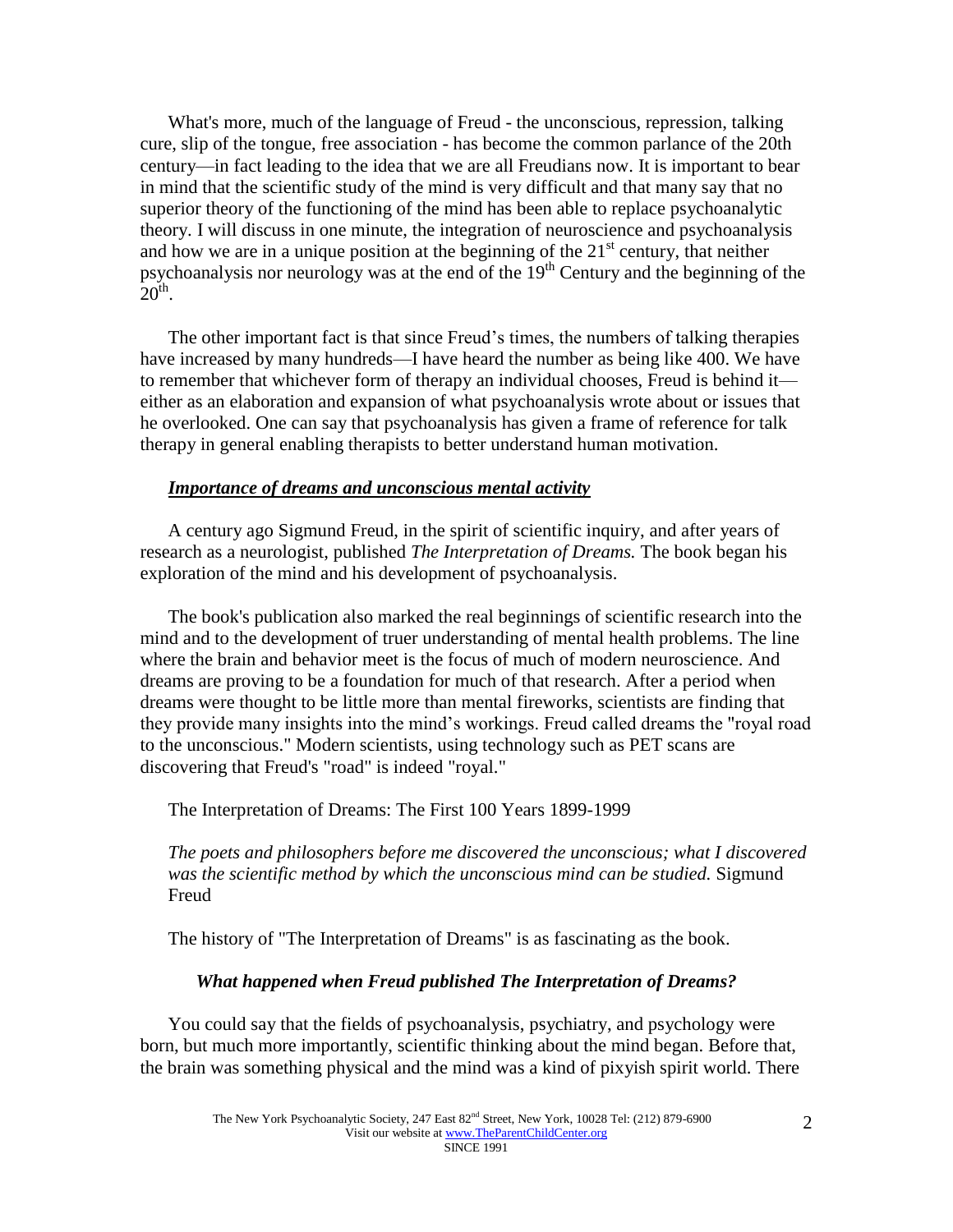What's more, much of the language of Freud - the unconscious, repression, talking cure, slip of the tongue, free association - has become the common parlance of the 20th century—in fact leading to the idea that we are all Freudians now. It is important to bear in mind that the scientific study of the mind is very difficult and that many say that no superior theory of the functioning of the mind has been able to replace psychoanalytic theory. I will discuss in one minute, the integration of neuroscience and psychoanalysis and how we are in a unique position at the beginning of the 21st century, that neither psychoanalysis nor neurology was at the end of the 19th Century and the beginning of the 20th.

The other important fact is that since Freud's times, the numbers of talking therapies have increased by many hundreds—I have heard the number as being like 400. We have to remember that whichever form of therapy an individual chooses, Freud is behind it—either as an elaboration and expansion of what psychoanalysis wrote about or issues that he overlooked. One can say that psychoanalysis has given a frame of reference for talk therapy in general enabling therapists to better understand human motivation.

***<u>Importance of dreams and unconscious mental activity</u>***

A century ago Sigmund Freud, in the spirit of scientific inquiry, and after years of research as a neurologist, published *The Interpretation of Dreams.* The book began his exploration of the mind and his development of psychoanalysis.

The book's publication also marked the real beginnings of scientific research into the mind and to the development of truer understanding of mental health problems. The line where the brain and behavior meet is the focus of much of modern neuroscience. And dreams are proving to be a foundation for much of that research. After a period when dreams were thought to be little more than mental fireworks, scientists are finding that they provide many insights into the mind's workings. Freud called dreams the "royal road to the unconscious." Modern scientists, using technology such as PET scans are discovering that Freud's "road" is indeed "royal."

The Interpretation of Dreams: The First 100 Years 1899-1999

*The poets and philosophers before me discovered the unconscious; what I discovered was the scientific method by which the unconscious mind can be studied.* Sigmund Freud

The history of "The Interpretation of Dreams" is as fascinating as the book.

***What happened when Freud published The Interpretation of Dreams?***

You could say that the fields of psychoanalysis, psychiatry, and psychology were born, but much more importantly, scientific thinking about the mind began. Before that, the brain was something physical and the mind was a kind of pixyish spirit world. There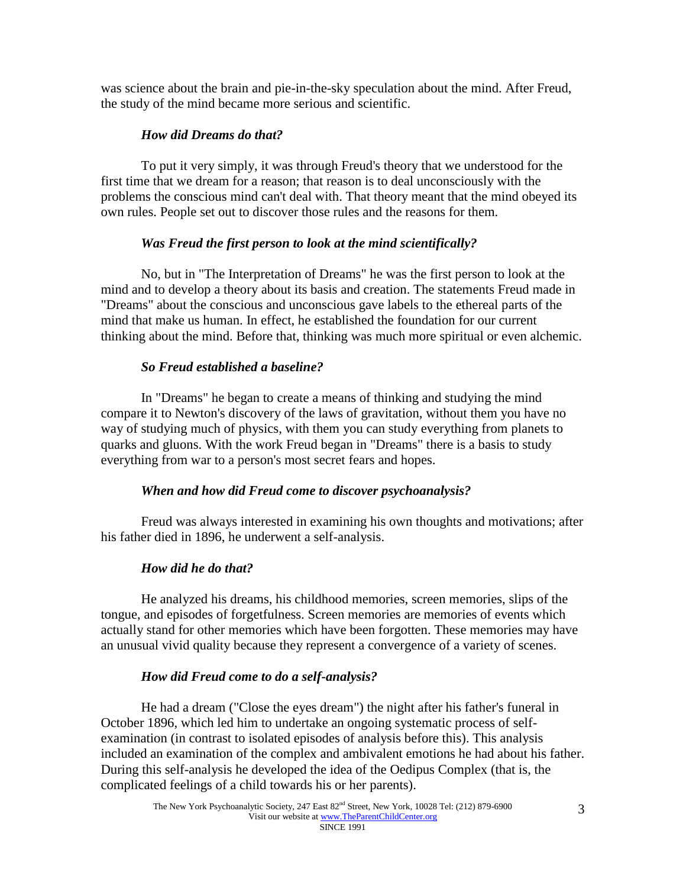was science about the brain and pie-in-the-sky speculation about the mind. After Freud, the study of the mind became more serious and scientific.

***How did Dreams do that?***

To put it very simply, it was through Freud's theory that we understood for the first time that we dream for a reason; that reason is to deal unconsciously with the problems the conscious mind can't deal with. That theory meant that the mind obeyed its own rules. People set out to discover those rules and the reasons for them.

***Was Freud the first person to look at the mind scientifically?***

No, but in "The Interpretation of Dreams" he was the first person to look at the mind and to develop a theory about its basis and creation. The statements Freud made in "Dreams" about the conscious and unconscious gave labels to the ethereal parts of the mind that make us human. In effect, he established the foundation for our current thinking about the mind. Before that, thinking was much more spiritual or even alchemic.

***So Freud established a baseline?***

In "Dreams" he began to create a means of thinking and studying the mind compare it to Newton's discovery of the laws of gravitation, without them you have no way of studying much of physics, with them you can study everything from planets to quarks and gluons. With the work Freud began in "Dreams" there is a basis to study everything from war to a person's most secret fears and hopes.

***When and how did Freud come to discover psychoanalysis?***

Freud was always interested in examining his own thoughts and motivations; after his father died in 1896, he underwent a self-analysis.

***How did he do that?***

He analyzed his dreams, his childhood memories, screen memories, slips of the tongue, and episodes of forgetfulness. Screen memories are memories of events which actually stand for other memories which have been forgotten. These memories may have an unusual vivid quality because they represent a convergence of a variety of scenes.

***How did Freud come to do a self-analysis?***

He had a dream ("Close the eyes dream") the night after his father's funeral in October 1896, which led him to undertake an ongoing systematic process of self-examination (in contrast to isolated episodes of analysis before this). This analysis included an examination of the complex and ambivalent emotions he had about his father. During this self-analysis he developed the idea of the Oedipus Complex (that is, the complicated feelings of a child towards his or her parents).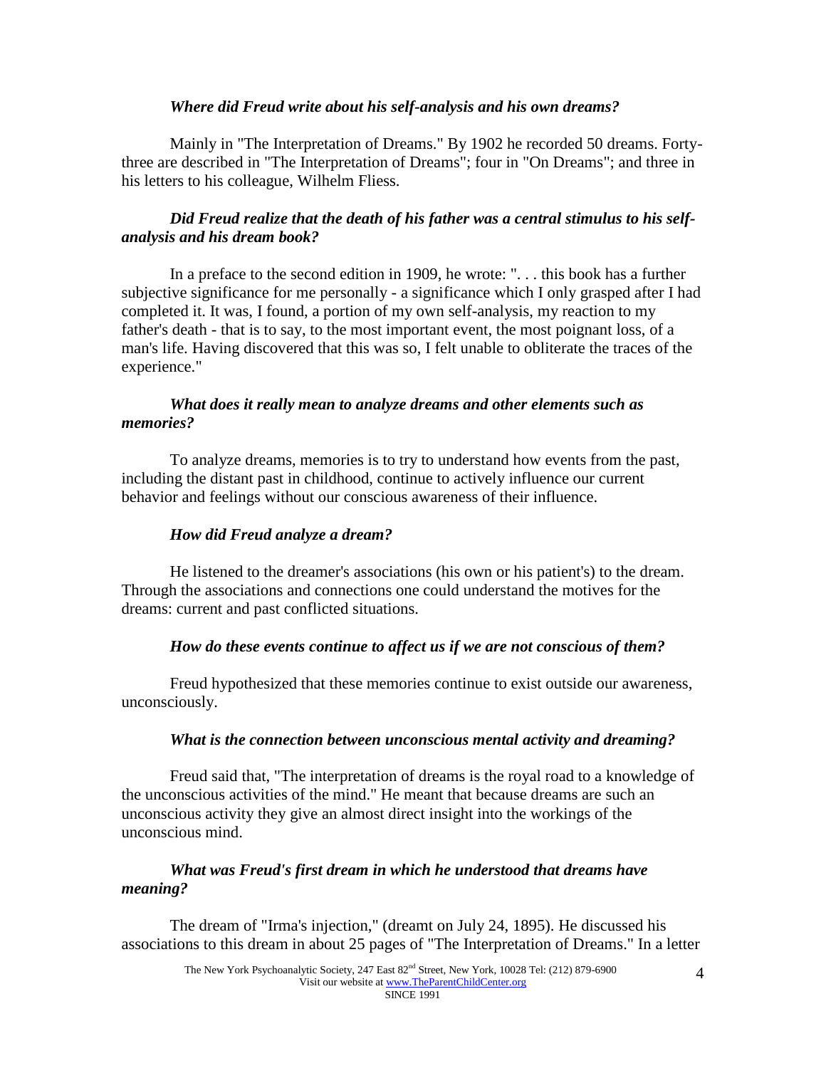***Where did Freud write about his self-analysis and his own dreams?***

Mainly in "The Interpretation of Dreams." By 1902 he recorded 50 dreams. Forty-three are described in "The Interpretation of Dreams"; four in "On Dreams"; and three in his letters to his colleague, Wilhelm Fliess.

***Did Freud realize that the death of his father was a central stimulus to his self-analysis and his dream book?***

In a preface to the second edition in 1909, he wrote: ". . . this book has a further subjective significance for me personally - a significance which I only grasped after I had completed it. It was, I found, a portion of my own self-analysis, my reaction to my father's death - that is to say, to the most important event, the most poignant loss, of a man's life. Having discovered that this was so, I felt unable to obliterate the traces of the experience."

***What does it really mean to analyze dreams and other elements such as memories?***

To analyze dreams, memories is to try to understand how events from the past, including the distant past in childhood, continue to actively influence our current behavior and feelings without our conscious awareness of their influence.

***How did Freud analyze a dream?***

He listened to the dreamer's associations (his own or his patient's) to the dream. Through the associations and connections one could understand the motives for the dreams: current and past conflicted situations.

***How do these events continue to affect us if we are not conscious of them?***

Freud hypothesized that these memories continue to exist outside our awareness, unconsciously.

***What is the connection between unconscious mental activity and dreaming?***

Freud said that, "The interpretation of dreams is the royal road to a knowledge of the unconscious activities of the mind." He meant that because dreams are such an unconscious activity they give an almost direct insight into the workings of the unconscious mind.

***What was Freud's first dream in which he understood that dreams have meaning?***

The dream of "Irma's injection," (dreamt on July 24, 1895). He discussed his associations to this dream in about 25 pages of "The Interpretation of Dreams." In a letter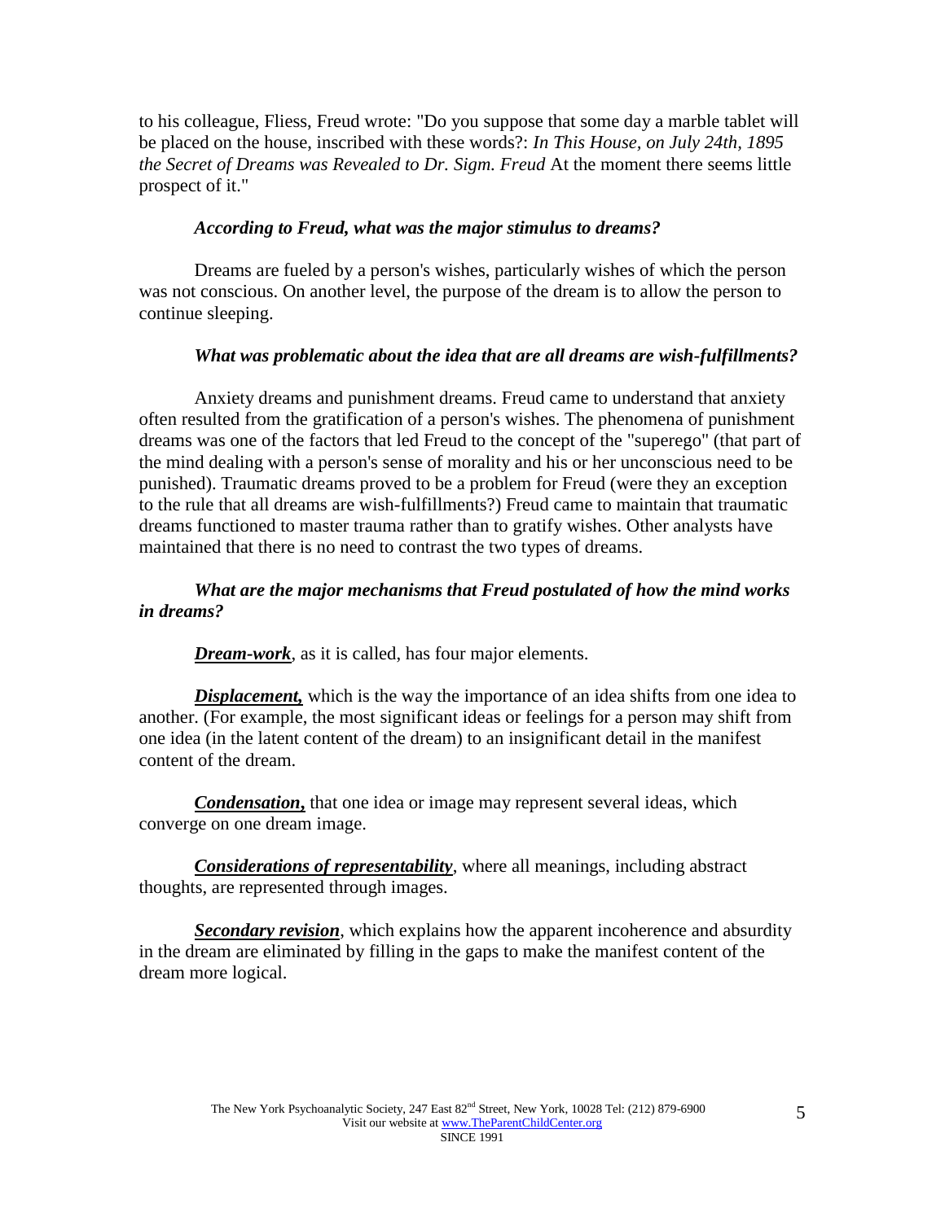to his colleague, Fliess, Freud wrote: "Do you suppose that some day a marble tablet will be placed on the house, inscribed with these words?: *In This House, on July 24th, 1895 the Secret of Dreams was Revealed to Dr. Sigm. Freud* At the moment there seems little prospect of it."

***According to Freud, what was the major stimulus to dreams?***

Dreams are fueled by a person's wishes, particularly wishes of which the person was not conscious. On another level, the purpose of the dream is to allow the person to continue sleeping.

***What was problematic about the idea that are all dreams are wish-fulfillments?***

Anxiety dreams and punishment dreams. Freud came to understand that anxiety often resulted from the gratification of a person's wishes. The phenomena of punishment dreams was one of the factors that led Freud to the concept of the "superego" (that part of the mind dealing with a person's sense of morality and his or her unconscious need to be punished). Traumatic dreams proved to be a problem for Freud (were they an exception to the rule that all dreams are wish-fulfillments?) Freud came to maintain that traumatic dreams functioned to master trauma rather than to gratify wishes. Other analysts have maintained that there is no need to contrast the two types of dreams.

***What are the major mechanisms that Freud postulated of how the mind works in dreams?***

***Dream-work***, as it is called, has four major elements.

***Displacement,*** which is the way the importance of an idea shifts from one idea to another. (For example, the most significant ideas or feelings for a person may shift from one idea (in the latent content of the dream) to an insignificant detail in the manifest content of the dream.

***Condensation,*** that one idea or image may represent several ideas, which converge on one dream image.

***Considerations of representability***, where all meanings, including abstract thoughts, are represented through images.

***Secondary revision***, which explains how the apparent incoherence and absurdity in the dream are eliminated by filling in the gaps to make the manifest content of the dream more logical.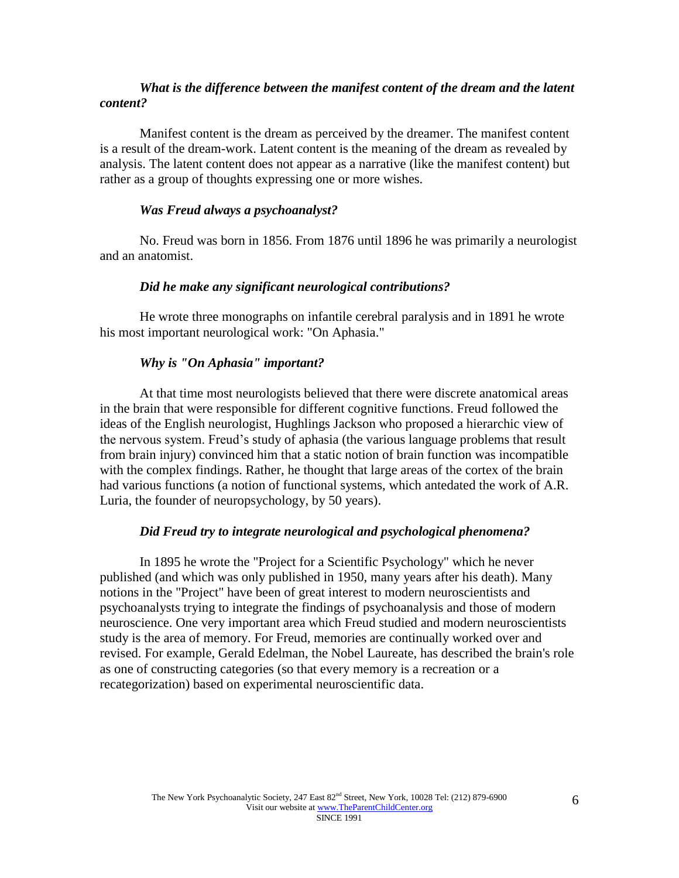***What is the difference between the manifest content of the dream and the latent content?***

Manifest content is the dream as perceived by the dreamer. The manifest content is a result of the dream-work. Latent content is the meaning of the dream as revealed by analysis. The latent content does not appear as a narrative (like the manifest content) but rather as a group of thoughts expressing one or more wishes.

***Was Freud always a psychoanalyst?***

No. Freud was born in 1856. From 1876 until 1896 he was primarily a neurologist and an anatomist.

***Did he make any significant neurological contributions?***

He wrote three monographs on infantile cerebral paralysis and in 1891 he wrote his most important neurological work: "On Aphasia."

***Why is "On Aphasia" important?***

At that time most neurologists believed that there were discrete anatomical areas in the brain that were responsible for different cognitive functions. Freud followed the ideas of the English neurologist, Hughlings Jackson who proposed a hierarchic view of the nervous system. Freud's study of aphasia (the various language problems that result from brain injury) convinced him that a static notion of brain function was incompatible with the complex findings. Rather, he thought that large areas of the cortex of the brain had various functions (a notion of functional systems, which antedated the work of A.R. Luria, the founder of neuropsychology, by 50 years).

***Did Freud try to integrate neurological and psychological phenomena?***

In 1895 he wrote the "Project for a Scientific Psychology" which he never published (and which was only published in 1950, many years after his death). Many notions in the "Project" have been of great interest to modern neuroscientists and psychoanalysts trying to integrate the findings of psychoanalysis and those of modern neuroscience. One very important area which Freud studied and modern neuroscientists study is the area of memory. For Freud, memories are continually worked over and revised. For example, Gerald Edelman, the Nobel Laureate, has described the brain's role as one of constructing categories (so that every memory is a recreation or a recategorization) based on experimental neuroscientific data.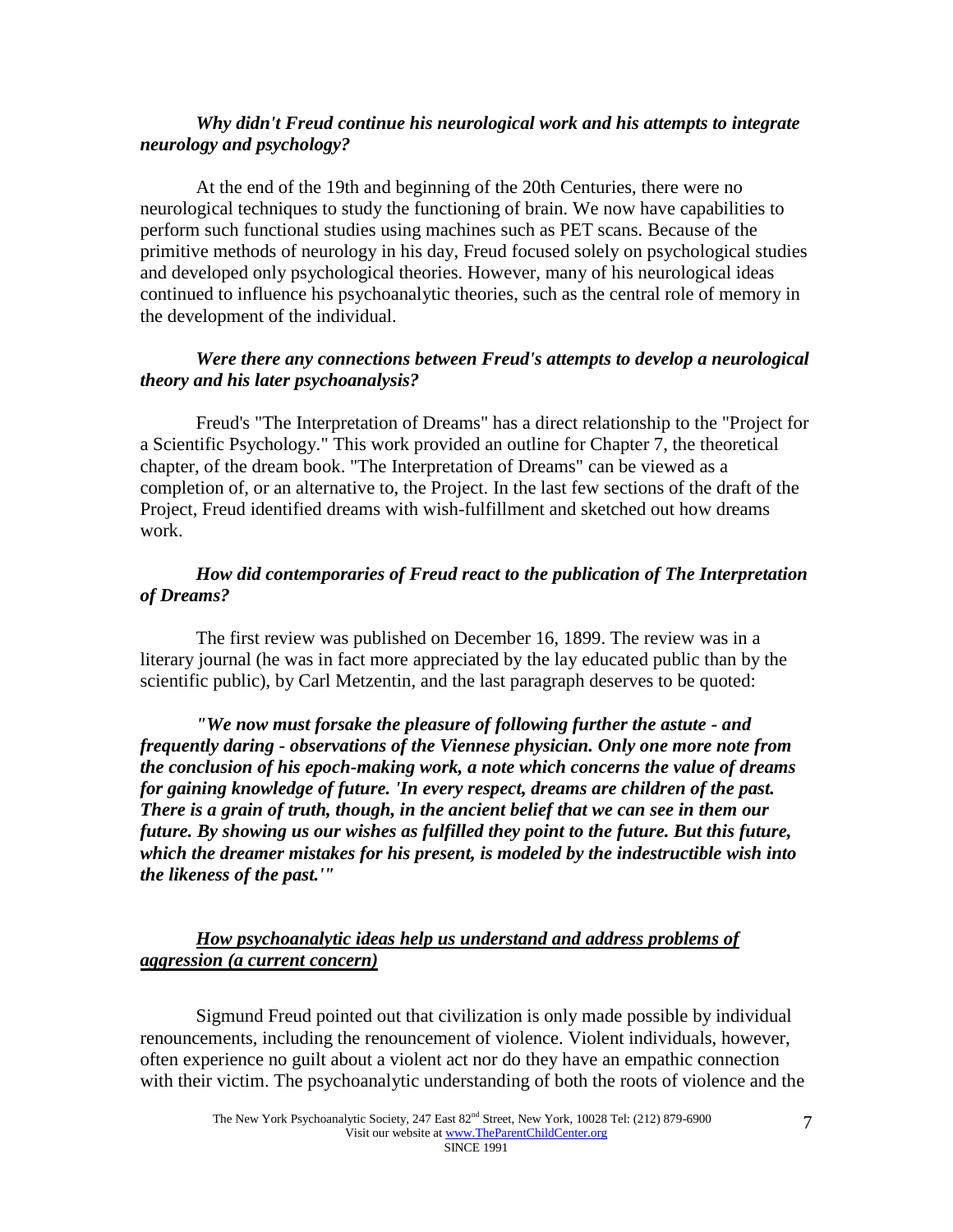***Why didn't Freud continue his neurological work and his attempts to integrate neurology and psychology?***

At the end of the 19th and beginning of the 20th Centuries, there were no neurological techniques to study the functioning of brain. We now have capabilities to perform such functional studies using machines such as PET scans. Because of the primitive methods of neurology in his day, Freud focused solely on psychological studies and developed only psychological theories. However, many of his neurological ideas continued to influence his psychoanalytic theories, such as the central role of memory in the development of the individual.

***Were there any connections between Freud's attempts to develop a neurological theory and his later psychoanalysis?***

Freud's "The Interpretation of Dreams" has a direct relationship to the "Project for a Scientific Psychology." This work provided an outline for Chapter 7, the theoretical chapter, of the dream book. "The Interpretation of Dreams" can be viewed as a completion of, or an alternative to, the Project. In the last few sections of the draft of the Project, Freud identified dreams with wish-fulfillment and sketched out how dreams work.

***How did contemporaries of Freud react to the publication of The Interpretation of Dreams?***

The first review was published on December 16, 1899. The review was in a literary journal (he was in fact more appreciated by the lay educated public than by the scientific public), by Carl Metzentin, and the last paragraph deserves to be quoted:

***"We now must forsake the pleasure of following further the astute - and frequently daring - observations of the Viennese physician. Only one more note from the conclusion of his epoch-making work, a note which concerns the value of dreams for gaining knowledge of future. 'In every respect, dreams are children of the past. There is a grain of truth, though, in the ancient belief that we can see in them our future. By showing us our wishes as fulfilled they point to the future. But this future, which the dreamer mistakes for his present, is modeled by the indestructible wish into the likeness of the past.'"***

## ***How psychoanalytic ideas help us understand and address problems of aggression (a current concern)***

Sigmund Freud pointed out that civilization is only made possible by individual renouncements, including the renouncement of violence. Violent individuals, however, often experience no guilt about a violent act nor do they have an empathic connection with their victim. The psychoanalytic understanding of both the roots of violence and the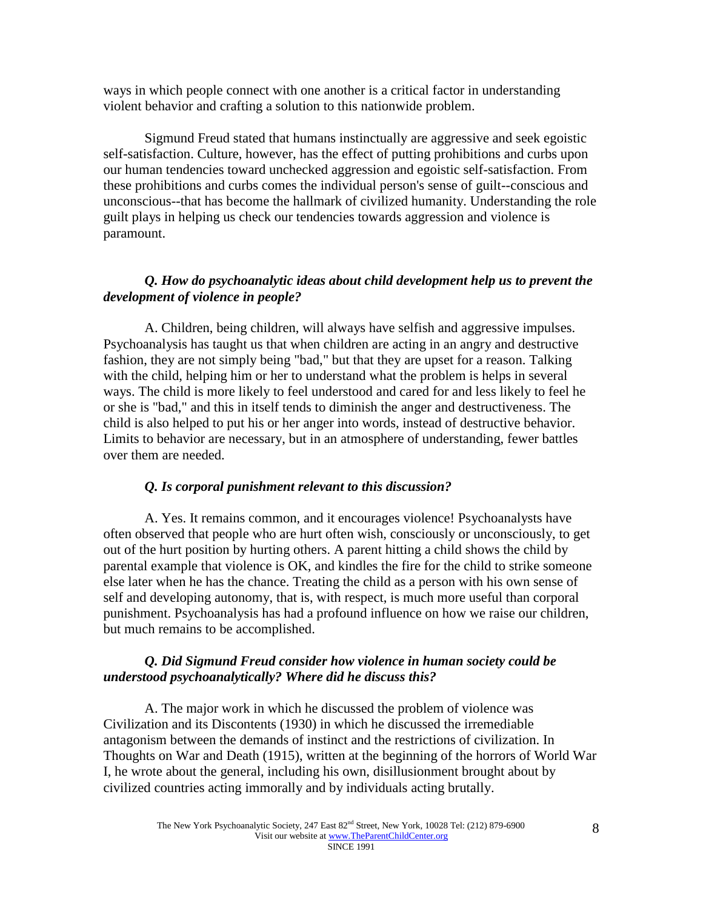ways in which people connect with one another is a critical factor in understanding violent behavior and crafting a solution to this nationwide problem.

Sigmund Freud stated that humans instinctually are aggressive and seek egoistic self-satisfaction. Culture, however, has the effect of putting prohibitions and curbs upon our human tendencies toward unchecked aggression and egoistic self-satisfaction. From these prohibitions and curbs comes the individual person's sense of guilt--conscious and unconscious--that has become the hallmark of civilized humanity. Understanding the role guilt plays in helping us check our tendencies towards aggression and violence is paramount.

***Q. How do psychoanalytic ideas about child development help us to prevent the development of violence in people?***

A. Children, being children, will always have selfish and aggressive impulses. Psychoanalysis has taught us that when children are acting in an angry and destructive fashion, they are not simply being "bad," but that they are upset for a reason. Talking with the child, helping him or her to understand what the problem is helps in several ways. The child is more likely to feel understood and cared for and less likely to feel he or she is "bad," and this in itself tends to diminish the anger and destructiveness. The child is also helped to put his or her anger into words, instead of destructive behavior. Limits to behavior are necessary, but in an atmosphere of understanding, fewer battles over them are needed.

***Q. Is corporal punishment relevant to this discussion?***

A. Yes. It remains common, and it encourages violence! Psychoanalysts have often observed that people who are hurt often wish, consciously or unconsciously, to get out of the hurt position by hurting others. A parent hitting a child shows the child by parental example that violence is OK, and kindles the fire for the child to strike someone else later when he has the chance. Treating the child as a person with his own sense of self and developing autonomy, that is, with respect, is much more useful than corporal punishment. Psychoanalysis has had a profound influence on how we raise our children, but much remains to be accomplished.

***Q. Did Sigmund Freud consider how violence in human society could be understood psychoanalytically? Where did he discuss this?***

A. The major work in which he discussed the problem of violence was Civilization and its Discontents (1930) in which he discussed the irremediable antagonism between the demands of instinct and the restrictions of civilization. In Thoughts on War and Death (1915), written at the beginning of the horrors of World War I, he wrote about the general, including his own, disillusionment brought about by civilized countries acting immorally and by individuals acting brutally.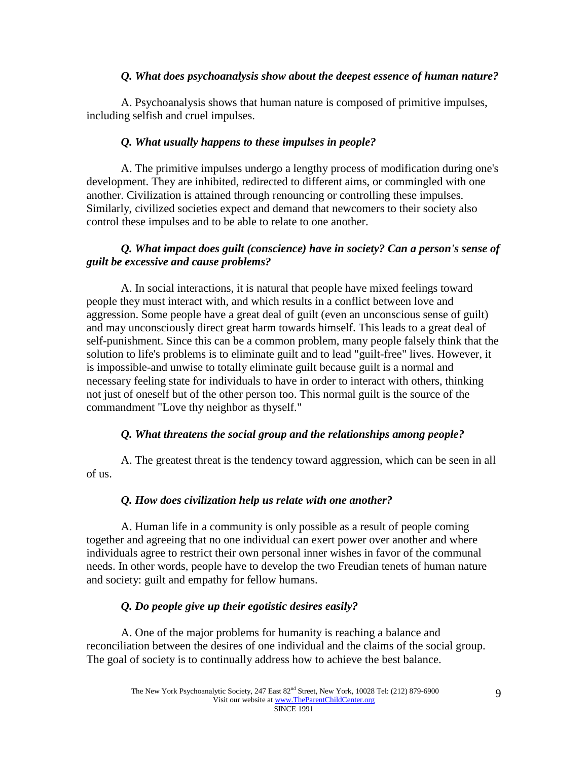***Q. What does psychoanalysis show about the deepest essence of human nature?***

A. Psychoanalysis shows that human nature is composed of primitive impulses, including selfish and cruel impulses.

***Q. What usually happens to these impulses in people?***

A. The primitive impulses undergo a lengthy process of modification during one's development. They are inhibited, redirected to different aims, or commingled with one another. Civilization is attained through renouncing or controlling these impulses. Similarly, civilized societies expect and demand that newcomers to their society also control these impulses and to be able to relate to one another.

***Q. What impact does guilt (conscience) have in society? Can a person's sense of guilt be excessive and cause problems?***

A. In social interactions, it is natural that people have mixed feelings toward people they must interact with, and which results in a conflict between love and aggression. Some people have a great deal of guilt (even an unconscious sense of guilt) and may unconsciously direct great harm towards himself. This leads to a great deal of self-punishment. Since this can be a common problem, many people falsely think that the solution to life's problems is to eliminate guilt and to lead "guilt-free" lives. However, it is impossible-and unwise to totally eliminate guilt because guilt is a normal and necessary feeling state for individuals to have in order to interact with others, thinking not just of oneself but of the other person too. This normal guilt is the source of the commandment "Love thy neighbor as thyself."

***Q. What threatens the social group and the relationships among people?***

A. The greatest threat is the tendency toward aggression, which can be seen in all of us.

***Q. How does civilization help us relate with one another?***

A. Human life in a community is only possible as a result of people coming together and agreeing that no one individual can exert power over another and where individuals agree to restrict their own personal inner wishes in favor of the communal needs. In other words, people have to develop the two Freudian tenets of human nature and society: guilt and empathy for fellow humans.

***Q. Do people give up their egotistic desires easily?***

A. One of the major problems for humanity is reaching a balance and reconciliation between the desires of one individual and the claims of the social group. The goal of society is to continually address how to achieve the best balance.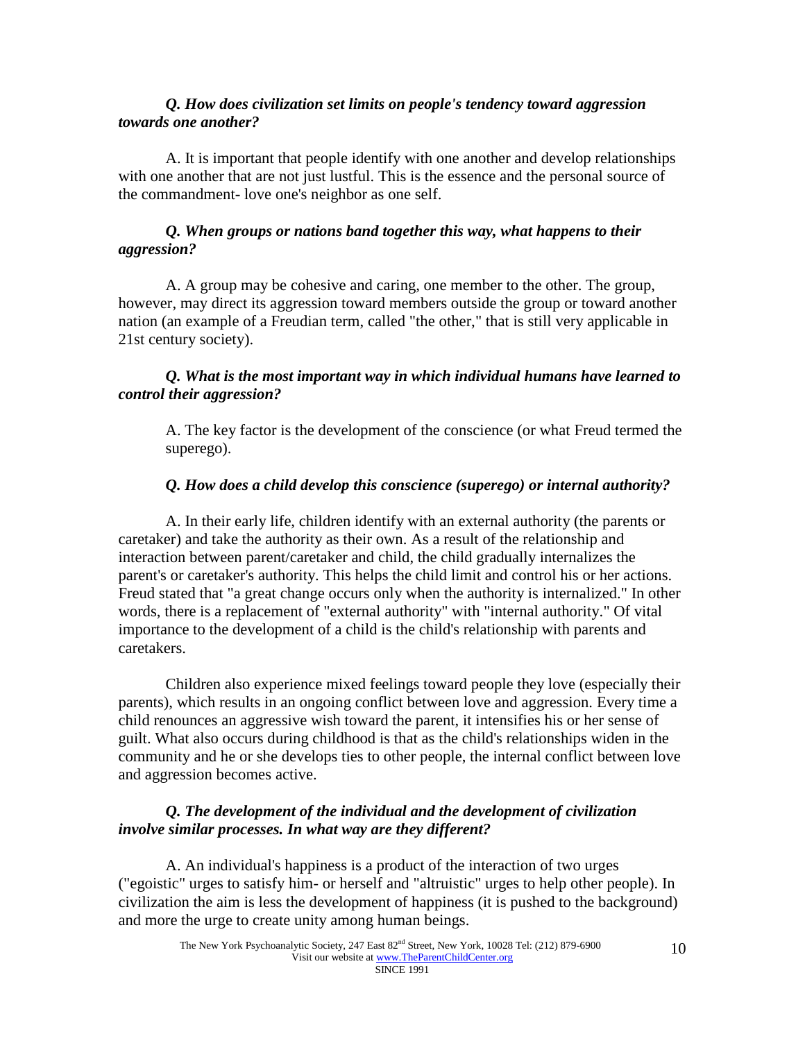***Q. How does civilization set limits on people's tendency toward aggression towards one another?***

A. It is important that people identify with one another and develop relationships with one another that are not just lustful. This is the essence and the personal source of the commandment- love one's neighbor as one self.

***Q. When groups or nations band together this way, what happens to their aggression?***

A. A group may be cohesive and caring, one member to the other. The group, however, may direct its aggression toward members outside the group or toward another nation (an example of a Freudian term, called "the other," that is still very applicable in 21st century society).

***Q. What is the most important way in which individual humans have learned to control their aggression?***

A. The key factor is the development of the conscience (or what Freud termed the superego).

***Q. How does a child develop this conscience (superego) or internal authority?***

A. In their early life, children identify with an external authority (the parents or caretaker) and take the authority as their own. As a result of the relationship and interaction between parent/caretaker and child, the child gradually internalizes the parent's or caretaker's authority. This helps the child limit and control his or her actions. Freud stated that "a great change occurs only when the authority is internalized." In other words, there is a replacement of "external authority" with "internal authority." Of vital importance to the development of a child is the child's relationship with parents and caretakers.

Children also experience mixed feelings toward people they love (especially their parents), which results in an ongoing conflict between love and aggression. Every time a child renounces an aggressive wish toward the parent, it intensifies his or her sense of guilt. What also occurs during childhood is that as the child's relationships widen in the community and he or she develops ties to other people, the internal conflict between love and aggression becomes active.

***Q. The development of the individual and the development of civilization involve similar processes. In what way are they different?***

A. An individual's happiness is a product of the interaction of two urges ("egoistic" urges to satisfy him- or herself and "altruistic" urges to help other people). In civilization the aim is less the development of happiness (it is pushed to the background) and more the urge to create unity among human beings.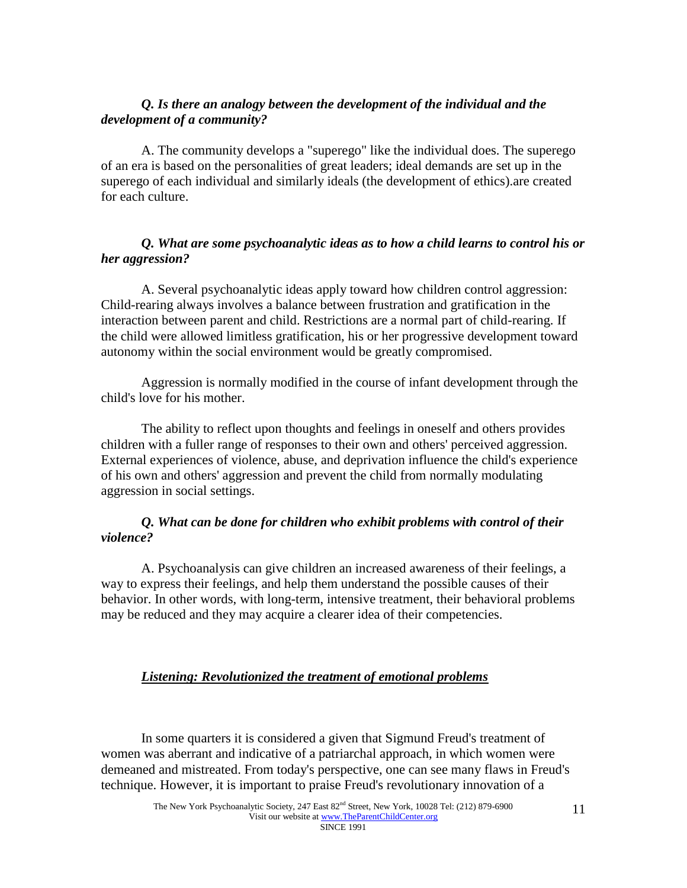***Q. Is there an analogy between the development of the individual and the development of a community?***

A. The community develops a "superego" like the individual does. The superego of an era is based on the personalities of great leaders; ideal demands are set up in the superego of each individual and similarly ideals (the development of ethics).are created for each culture.

***Q. What are some psychoanalytic ideas as to how a child learns to control his or her aggression?***

A. Several psychoanalytic ideas apply toward how children control aggression: Child-rearing always involves a balance between frustration and gratification in the interaction between parent and child. Restrictions are a normal part of child-rearing. If the child were allowed limitless gratification, his or her progressive development toward autonomy within the social environment would be greatly compromised.

Aggression is normally modified in the course of infant development through the child's love for his mother.

The ability to reflect upon thoughts and feelings in oneself and others provides children with a fuller range of responses to their own and others' perceived aggression. External experiences of violence, abuse, and deprivation influence the child's experience of his own and others' aggression and prevent the child from normally modulating aggression in social settings.

***Q. What can be done for children who exhibit problems with control of their violence?***

A. Psychoanalysis can give children an increased awareness of their feelings, a way to express their feelings, and help them understand the possible causes of their behavior. In other words, with long-term, intensive treatment, their behavioral problems may be reduced and they may acquire a clearer idea of their competencies.

## ***Listening: Revolutionized the treatment of emotional problems***

In some quarters it is considered a given that Sigmund Freud's treatment of women was aberrant and indicative of a patriarchal approach, in which women were demeaned and mistreated. From today's perspective, one can see many flaws in Freud's technique. However, it is important to praise Freud's revolutionary innovation of a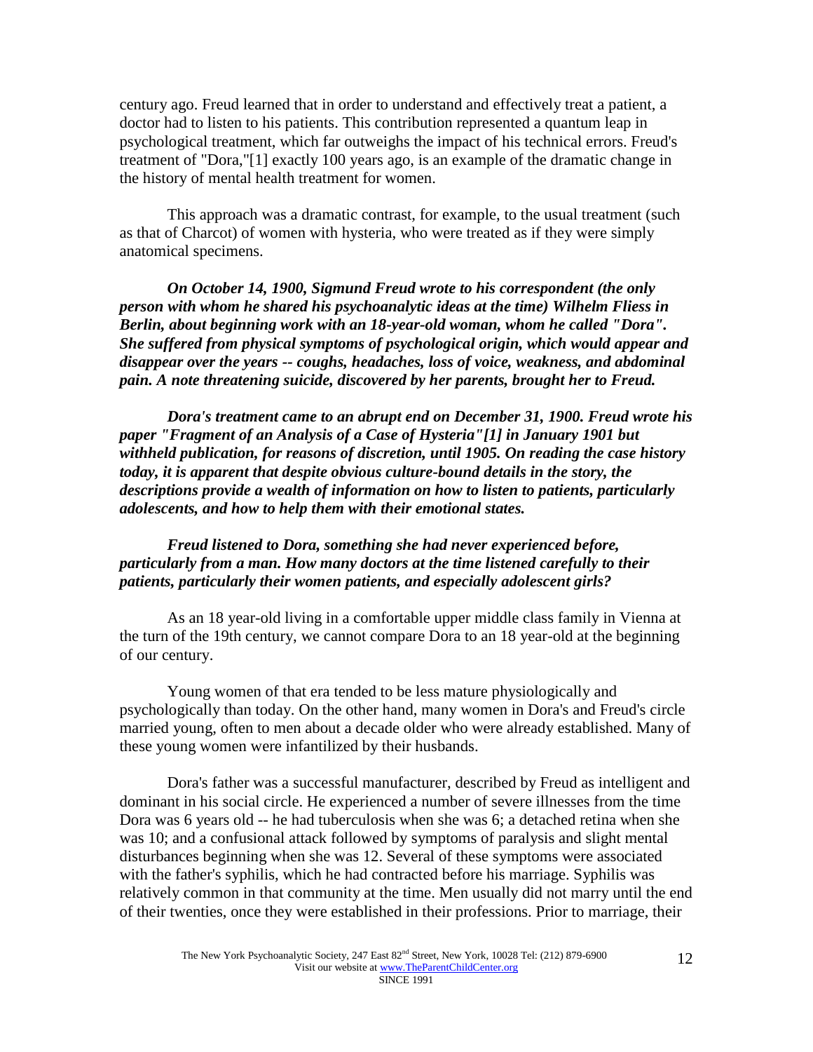century ago. Freud learned that in order to understand and effectively treat a patient, a doctor had to listen to his patients. This contribution represented a quantum leap in psychological treatment, which far outweighs the impact of his technical errors. Freud's treatment of "Dora,"[1] exactly 100 years ago, is an example of the dramatic change in the history of mental health treatment for women.

This approach was a dramatic contrast, for example, to the usual treatment (such as that of Charcot) of women with hysteria, who were treated as if they were simply anatomical specimens.

***On October 14, 1900, Sigmund Freud wrote to his correspondent (the only person with whom he shared his psychoanalytic ideas at the time) Wilhelm Fliess in Berlin, about beginning work with an 18-year-old woman, whom he called "Dora". She suffered from physical symptoms of psychological origin, which would appear and disappear over the years -- coughs, headaches, loss of voice, weakness, and abdominal pain. A note threatening suicide, discovered by her parents, brought her to Freud.***

***Dora's treatment came to an abrupt end on December 31, 1900. Freud wrote his paper "Fragment of an Analysis of a Case of Hysteria"[1] in January 1901 but withheld publication, for reasons of discretion, until 1905. On reading the case history today, it is apparent that despite obvious culture-bound details in the story, the descriptions provide a wealth of information on how to listen to patients, particularly adolescents, and how to help them with their emotional states.***

***Freud listened to Dora, something she had never experienced before, particularly from a man. How many doctors at the time listened carefully to their patients, particularly their women patients, and especially adolescent girls?***

As an 18 year-old living in a comfortable upper middle class family in Vienna at the turn of the 19th century, we cannot compare Dora to an 18 year-old at the beginning of our century.

Young women of that era tended to be less mature physiologically and psychologically than today. On the other hand, many women in Dora's and Freud's circle married young, often to men about a decade older who were already established. Many of these young women were infantilized by their husbands.

Dora's father was a successful manufacturer, described by Freud as intelligent and dominant in his social circle. He experienced a number of severe illnesses from the time Dora was 6 years old -- he had tuberculosis when she was 6; a detached retina when she was 10; and a confusional attack followed by symptoms of paralysis and slight mental disturbances beginning when she was 12. Several of these symptoms were associated with the father's syphilis, which he had contracted before his marriage. Syphilis was relatively common in that community at the time. Men usually did not marry until the end of their twenties, once they were established in their professions. Prior to marriage, their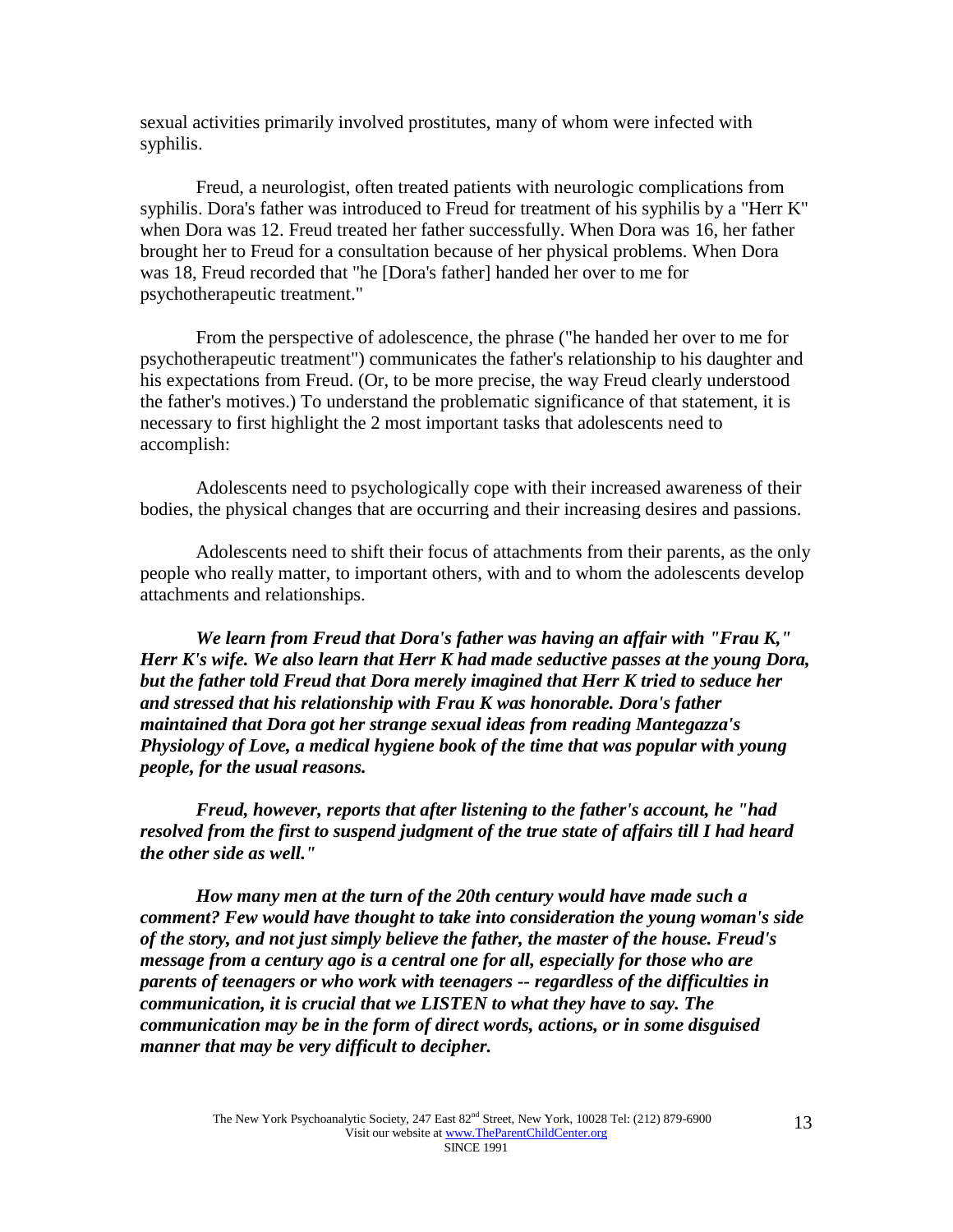sexual activities primarily involved prostitutes, many of whom were infected with syphilis.

Freud, a neurologist, often treated patients with neurologic complications from syphilis. Dora's father was introduced to Freud for treatment of his syphilis by a "Herr K" when Dora was 12. Freud treated her father successfully. When Dora was 16, her father brought her to Freud for a consultation because of her physical problems. When Dora was 18, Freud recorded that "he [Dora's father] handed her over to me for psychotherapeutic treatment."

From the perspective of adolescence, the phrase ("he handed her over to me for psychotherapeutic treatment") communicates the father's relationship to his daughter and his expectations from Freud. (Or, to be more precise, the way Freud clearly understood the father's motives.) To understand the problematic significance of that statement, it is necessary to first highlight the 2 most important tasks that adolescents need to accomplish:

Adolescents need to psychologically cope with their increased awareness of their bodies, the physical changes that are occurring and their increasing desires and passions.

Adolescents need to shift their focus of attachments from their parents, as the only people who really matter, to important others, with and to whom the adolescents develop attachments and relationships.

***We learn from Freud that Dora's father was having an affair with "Frau K," Herr K's wife. We also learn that Herr K had made seductive passes at the young Dora, but the father told Freud that Dora merely imagined that Herr K tried to seduce her and stressed that his relationship with Frau K was honorable. Dora's father maintained that Dora got her strange sexual ideas from reading Mantegazza's Physiology of Love, a medical hygiene book of the time that was popular with young people, for the usual reasons.***

***Freud, however, reports that after listening to the father's account, he "had resolved from the first to suspend judgment of the true state of affairs till I had heard the other side as well."***

***How many men at the turn of the 20th century would have made such a comment? Few would have thought to take into consideration the young woman's side of the story, and not just simply believe the father, the master of the house. Freud's message from a century ago is a central one for all, especially for those who are parents of teenagers or who work with teenagers -- regardless of the difficulties in communication, it is crucial that we LISTEN to what they have to say. The communication may be in the form of direct words, actions, or in some disguised manner that may be very difficult to decipher.***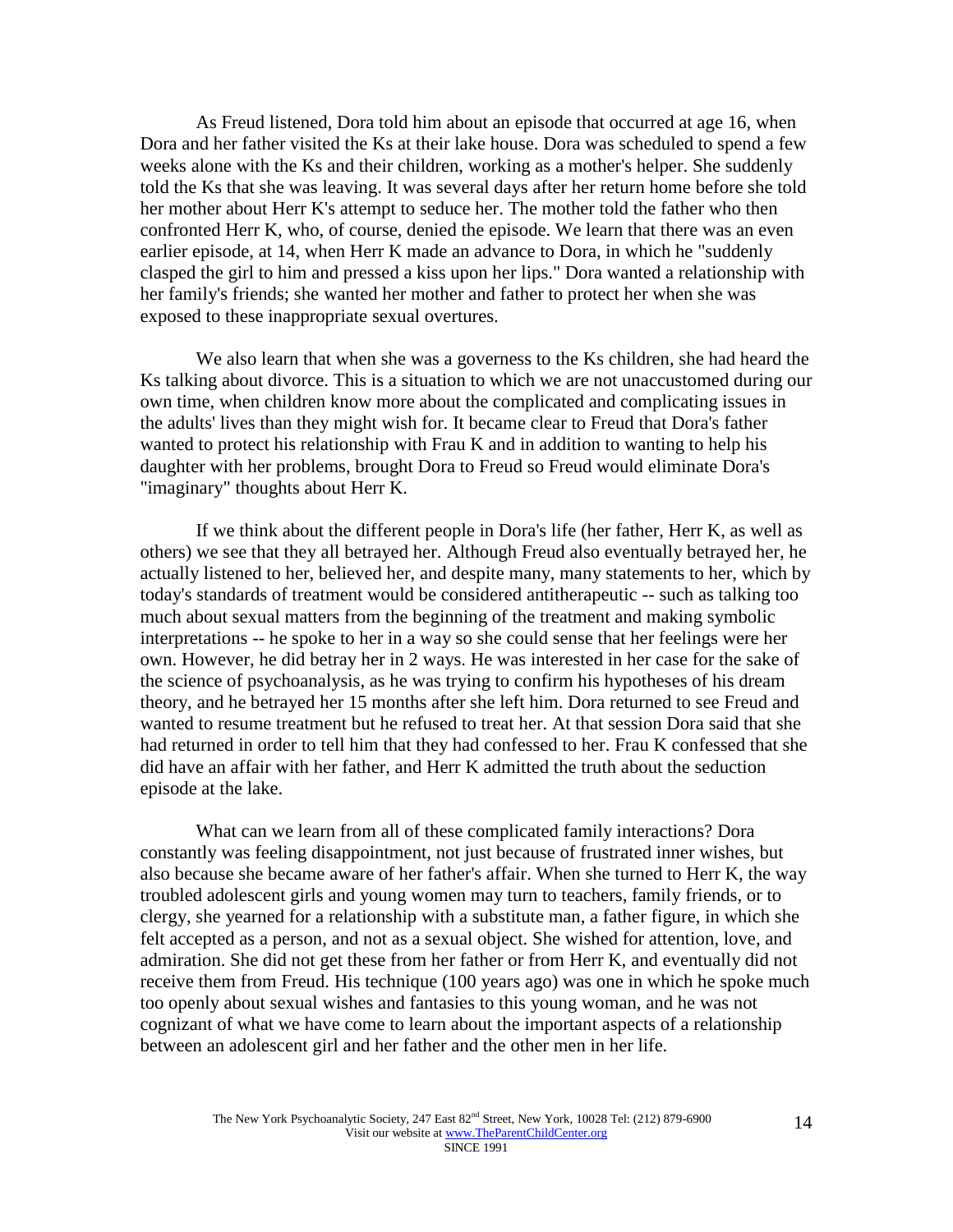As Freud listened, Dora told him about an episode that occurred at age 16, when Dora and her father visited the Ks at their lake house. Dora was scheduled to spend a few weeks alone with the Ks and their children, working as a mother's helper. She suddenly told the Ks that she was leaving. It was several days after her return home before she told her mother about Herr K's attempt to seduce her. The mother told the father who then confronted Herr K, who, of course, denied the episode. We learn that there was an even earlier episode, at 14, when Herr K made an advance to Dora, in which he "suddenly clasped the girl to him and pressed a kiss upon her lips." Dora wanted a relationship with her family's friends; she wanted her mother and father to protect her when she was exposed to these inappropriate sexual overtures.

We also learn that when she was a governess to the Ks children, she had heard the Ks talking about divorce. This is a situation to which we are not unaccustomed during our own time, when children know more about the complicated and complicating issues in the adults' lives than they might wish for. It became clear to Freud that Dora's father wanted to protect his relationship with Frau K and in addition to wanting to help his daughter with her problems, brought Dora to Freud so Freud would eliminate Dora's "imaginary" thoughts about Herr K.

If we think about the different people in Dora's life (her father, Herr K, as well as others) we see that they all betrayed her. Although Freud also eventually betrayed her, he actually listened to her, believed her, and despite many, many statements to her, which by today's standards of treatment would be considered antitherapeutic -- such as talking too much about sexual matters from the beginning of the treatment and making symbolic interpretations -- he spoke to her in a way so she could sense that her feelings were her own. However, he did betray her in 2 ways. He was interested in her case for the sake of the science of psychoanalysis, as he was trying to confirm his hypotheses of his dream theory, and he betrayed her 15 months after she left him. Dora returned to see Freud and wanted to resume treatment but he refused to treat her. At that session Dora said that she had returned in order to tell him that they had confessed to her. Frau K confessed that she did have an affair with her father, and Herr K admitted the truth about the seduction episode at the lake.

What can we learn from all of these complicated family interactions? Dora constantly was feeling disappointment, not just because of frustrated inner wishes, but also because she became aware of her father's affair. When she turned to Herr K, the way troubled adolescent girls and young women may turn to teachers, family friends, or to clergy, she yearned for a relationship with a substitute man, a father figure, in which she felt accepted as a person, and not as a sexual object. She wished for attention, love, and admiration. She did not get these from her father or from Herr K, and eventually did not receive them from Freud. His technique (100 years ago) was one in which he spoke much too openly about sexual wishes and fantasies to this young woman, and he was not cognizant of what we have come to learn about the important aspects of a relationship between an adolescent girl and her father and the other men in her life.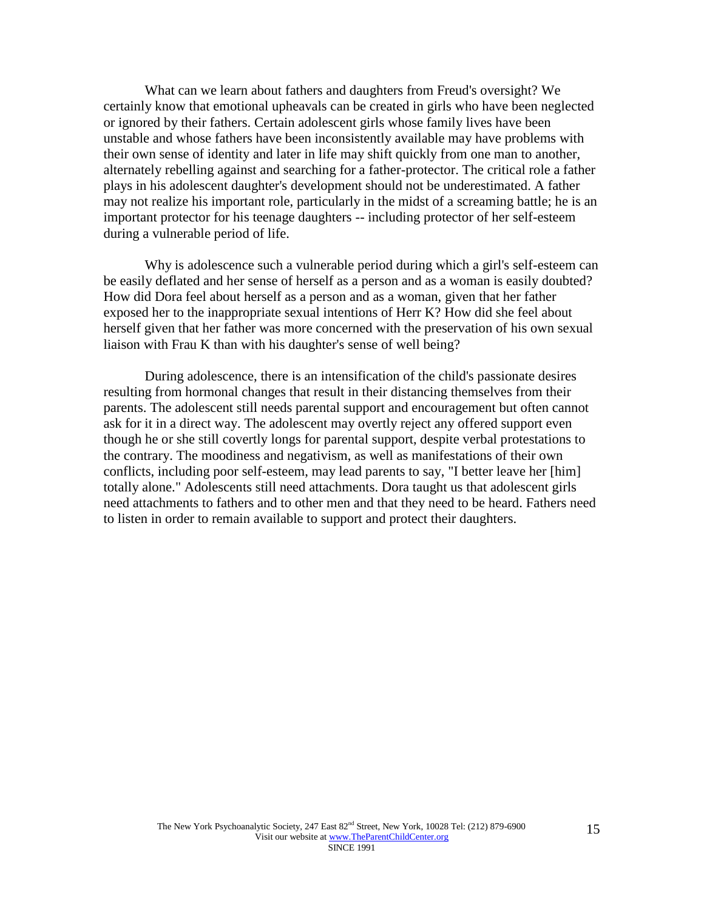What can we learn about fathers and daughters from Freud's oversight? We certainly know that emotional upheavals can be created in girls who have been neglected or ignored by their fathers. Certain adolescent girls whose family lives have been unstable and whose fathers have been inconsistently available may have problems with their own sense of identity and later in life may shift quickly from one man to another, alternately rebelling against and searching for a father-protector. The critical role a father plays in his adolescent daughter's development should not be underestimated. A father may not realize his important role, particularly in the midst of a screaming battle; he is an important protector for his teenage daughters -- including protector of her self-esteem during a vulnerable period of life.

Why is adolescence such a vulnerable period during which a girl's self-esteem can be easily deflated and her sense of herself as a person and as a woman is easily doubted? How did Dora feel about herself as a person and as a woman, given that her father exposed her to the inappropriate sexual intentions of Herr K? How did she feel about herself given that her father was more concerned with the preservation of his own sexual liaison with Frau K than with his daughter's sense of well being?

During adolescence, there is an intensification of the child's passionate desires resulting from hormonal changes that result in their distancing themselves from their parents. The adolescent still needs parental support and encouragement but often cannot ask for it in a direct way. The adolescent may overtly reject any offered support even though he or she still covertly longs for parental support, despite verbal protestations to the contrary. The moodiness and negativism, as well as manifestations of their own conflicts, including poor self-esteem, may lead parents to say, "I better leave her [him] totally alone." Adolescents still need attachments. Dora taught us that adolescent girls need attachments to fathers and to other men and that they need to be heard. Fathers need to listen in order to remain available to support and protect their daughters.